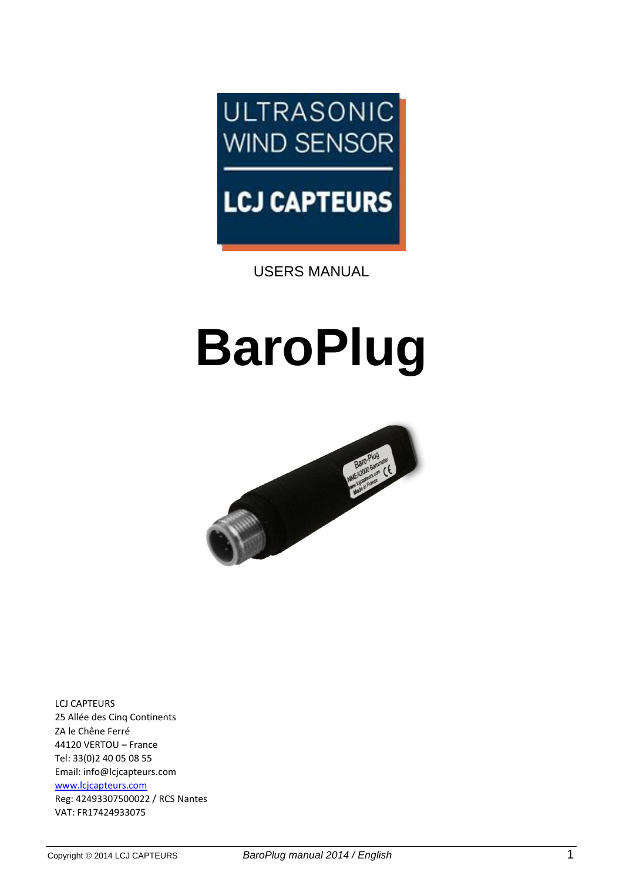ULTRASONIC WIND SENSOR

LCJ CAPTEURS

USERS MANUAL

# BaroPlug

LCJ CAPTEURS
25 Allée des Cinq Continents
ZA le Chêne Ferré
44120 VERTOU – France
Tel: 33(0)2 40 05 08 55
Email: info@lcjcapteurs.com
www.lcjcapteurs.com
Reg: 42493307500022 / RCS Nantes
VAT: FR17424933075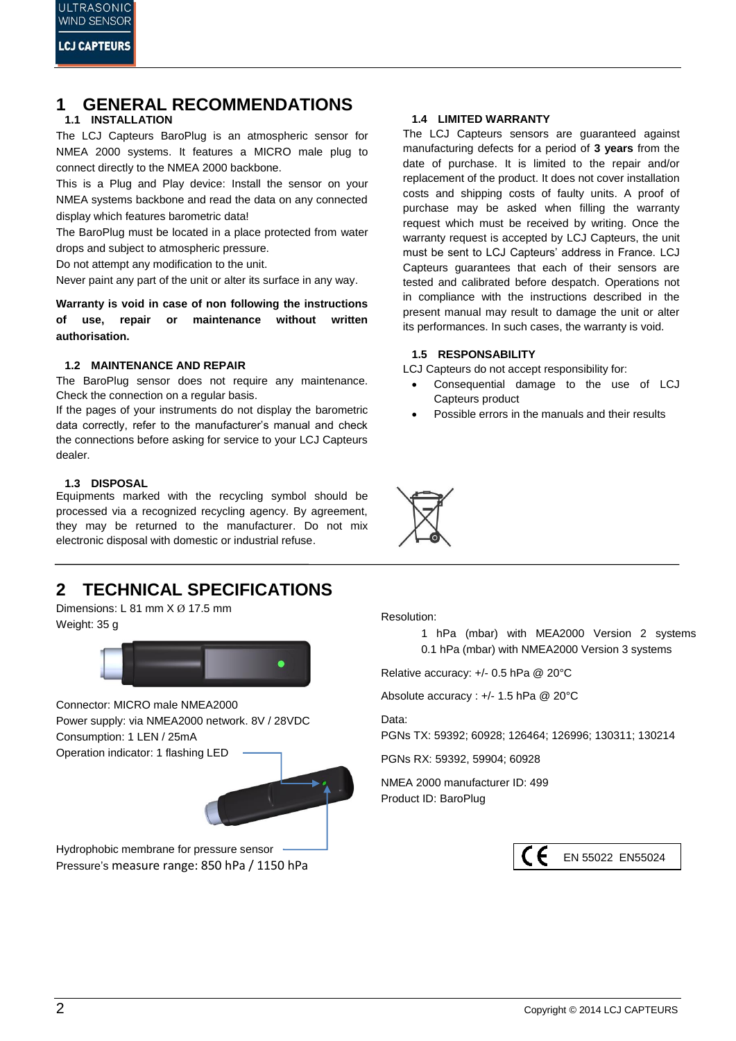# 1 GENERAL RECOMMENDATIONS

## 1.1 INSTALLATION

The LCJ Capteurs BaroPlug is an atmospheric sensor for NMEA 2000 systems. It features a MICRO male plug to connect directly to the NMEA 2000 backbone.

This is a Plug and Play device: Install the sensor on your NMEA systems backbone and read the data on any connected display which features barometric data!

The BaroPlug must be located in a place protected from water drops and subject to atmospheric pressure.

Do not attempt any modification to the unit.

Never paint any part of the unit or alter its surface in any way.

**Warranty is void in case of non following the instructions of use, repair or maintenance without written authorisation.**

## 1.2 MAINTENANCE AND REPAIR

The BaroPlug sensor does not require any maintenance. Check the connection on a regular basis.

If the pages of your instruments do not display the barometric data correctly, refer to the manufacturer's manual and check the connections before asking for service to your LCJ Capteurs dealer.

## 1.3 DISPOSAL

Equipments marked with the recycling symbol should be processed via a recognized recycling agency. By agreement, they may be returned to the manufacturer. Do not mix electronic disposal with domestic or industrial refuse.

## 1.4 LIMITED WARRANTY

The LCJ Capteurs sensors are guaranteed against manufacturing defects for a period of **3 years** from the date of purchase. It is limited to the repair and/or replacement of the product. It does not cover installation costs and shipping costs of faulty units. A proof of purchase may be asked when filling the warranty request which must be received by writing. Once the warranty request is accepted by LCJ Capteurs, the unit must be sent to LCJ Capteurs' address in France. LCJ Capteurs guarantees that each of their sensors are tested and calibrated before despatch. Operations not in compliance with the instructions described in the present manual may result to damage the unit or alter its performances. In such cases, the warranty is void.

## 1.5 RESPONSABILITY

LCJ Capteurs do not accept responsibility for:

- Consequential damage to the use of LCJ Capteurs product
- Possible errors in the manuals and their results

# 2 TECHNICAL SPECIFICATIONS

Dimensions: L 81 mm X Ø 17.5 mm

Weight: 35 g

Connector: MICRO male NMEA2000

Power supply: via NMEA2000 network. 8V / 28VDC

Consumption: 1 LEN / 25mA

Operation indicator: 1 flashing LED

Hydrophobic membrane for pressure sensor

Pressure's measure range: 850 hPa / 1150 hPa

Resolution:

1 hPa (mbar) with MEA2000 Version 2 systems

0.1 hPa (mbar) with NMEA2000 Version 3 systems

Relative accuracy: +/- 0.5 hPa @ 20°C

Absolute accuracy : +/- 1.5 hPa @ 20°C

Data:

PGNs TX: 59392; 60928; 126464; 126996; 130311; 130214

PGNs RX: 59392, 59904; 60928

NMEA 2000 manufacturer ID: 499

Product ID: BaroPlug

CE EN 55022 EN55024